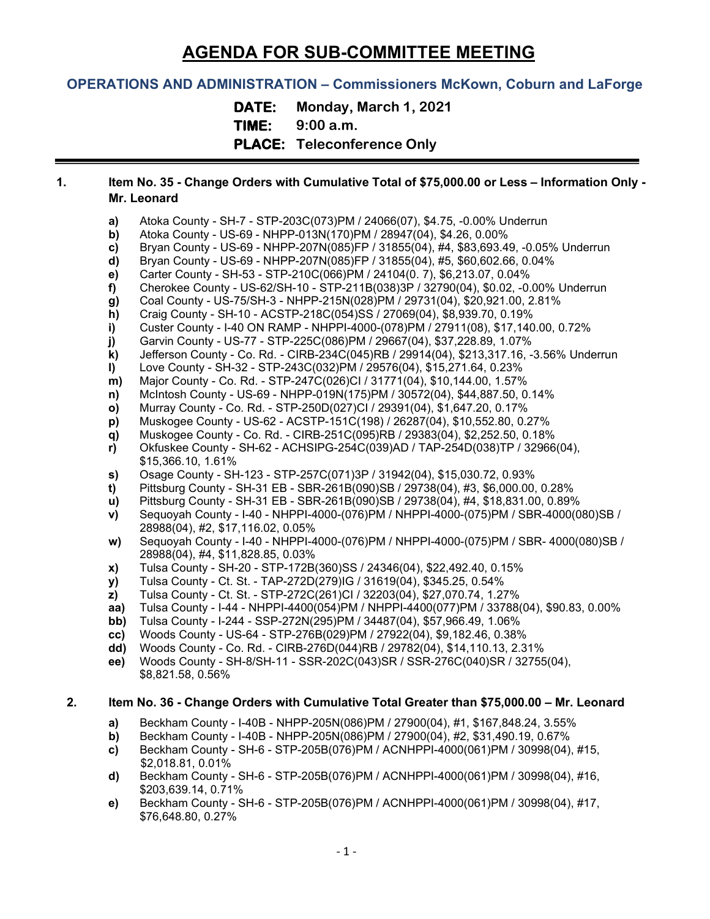# AGENDA FOR SUB-COMMITTEE MEETING

## OPERATIONS AND ADMINISTRATION – Commissioners McKown, Coburn and LaForge

**DATE:** Monday, March 1, 2021
**TIME:** 9:00 a.m.
**PLACE:** Teleconference Only

---

**1. Item No. 35 - Change Orders with Cumulative Total of $75,000.00 or Less – Information Only - Mr. Leonard**

- **a)** Atoka County - SH-7 - STP-203C(073)PM / 24066(07), $4.75, -0.00% Underrun
- **b)** Atoka County - US-69 - NHPP-013N(170)PM / 28947(04), $4.26, 0.00%
- **c)** Bryan County - US-69 - NHPP-207N(085)FP / 31855(04), #4, $83,693.49, -0.05% Underrun
- **d)** Bryan County - US-69 - NHPP-207N(085)FP / 31855(04), #5, $60,602.66, 0.04%
- **e)** Carter County - SH-53 - STP-210C(066)PM / 24104(0. 7), $6,213.07, 0.04%
- **f)** Cherokee County - US-62/SH-10 - STP-211B(038)3P / 32790(04), $0.02, -0.00% Underrun
- **g)** Coal County - US-75/SH-3 - NHPP-215N(028)PM / 29731(04), $20,921.00, 2.81%
- **h)** Craig County - SH-10 - ACSTP-218C(054)SS / 27069(04), $8,939.70, 0.19%
- **i)** Custer County - I-40 ON RAMP - NHPPI-4000-(078)PM / 27911(08), $17,140.00, 0.72%
- **j)** Garvin County - US-77 - STP-225C(086)PM / 29667(04), $37,228.89, 1.07%
- **k)** Jefferson County - Co. Rd. - CIRB-234C(045)RB / 29914(04), $213,317.16, -3.56% Underrun
- **l)** Love County - SH-32 - STP-243C(032)PM / 29576(04), $15,271.64, 0.23%
- **m)** Major County - Co. Rd. - STP-247C(026)CI / 31771(04), $10,144.00, 1.57%
- **n)** McIntosh County - US-69 - NHPP-019N(175)PM / 30572(04), $44,887.50, 0.14%
- **o)** Murray County - Co. Rd. - STP-250D(027)CI / 29391(04), $1,647.20, 0.17%
- **p)** Muskogee County - US-62 - ACSTP-151C(198) / 26287(04), $10,552.80, 0.27%
- **q)** Muskogee County - Co. Rd. - CIRB-251C(095)RB / 29383(04), $2,252.50, 0.18%
- **r)** Okfuskee County - SH-62 - ACHSIPG-254C(039)AD / TAP-254D(038)TP / 32966(04), $15,366.10, 1.61%
- **s)** Osage County - SH-123 - STP-257C(071)3P / 31942(04), $15,030.72, 0.93%
- **t)** Pittsburg County - SH-31 EB - SBR-261B(090)SB / 29738(04), #3, $6,000.00, 0.28%
- **u)** Pittsburg County - SH-31 EB - SBR-261B(090)SB / 29738(04), #4, $18,831.00, 0.89%
- **v)** Sequoyah County - I-40 - NHPPI-4000-(076)PM / NHPPI-4000-(075)PM / SBR-4000(080)SB / 28988(04), #2, $17,116.02, 0.05%
- **w)** Sequoyah County - I-40 - NHPPI-4000-(076)PM / NHPPI-4000-(075)PM / SBR- 4000(080)SB / 28988(04), #4, $11,828.85, 0.03%
- **x)** Tulsa County - SH-20 - STP-172B(360)SS / 24346(04), $22,492.40, 0.15%
- **y)** Tulsa County - Ct. St. - TAP-272D(279)IG / 31619(04), $345.25, 0.54%
- **z)** Tulsa County - Ct. St. - STP-272C(261)CI / 32203(04), $27,070.74, 1.27%
- **aa)** Tulsa County - I-44 - NHPPI-4400(054)PM / NHPPI-4400(077)PM / 33788(04), $90.83, 0.00%
- **bb)** Tulsa County - I-244 - SSP-272N(295)PM / 34487(04), $57,966.49, 1.06%
- **cc)** Woods County - US-64 - STP-276B(029)PM / 27922(04), $9,182.46, 0.38%
- **dd)** Woods County - Co. Rd. - CIRB-276D(044)RB / 29782(04), $14,110.13, 2.31%
- **ee)** Woods County - SH-8/SH-11 - SSR-202C(043)SR / SSR-276C(040)SR / 32755(04), $8,821.58, 0.56%

**2. Item No. 36 - Change Orders with Cumulative Total Greater than $75,000.00 – Mr. Leonard**

- **a)** Beckham County - I-40B - NHPP-205N(086)PM / 27900(04), #1, $167,848.24, 3.55%
- **b)** Beckham County - I-40B - NHPP-205N(086)PM / 27900(04), #2, $31,490.19, 0.67%
- **c)** Beckham County - SH-6 - STP-205B(076)PM / ACNHPPI-4000(061)PM / 30998(04), #15, $2,018.81, 0.01%
- **d)** Beckham County - SH-6 - STP-205B(076)PM / ACNHPPI-4000(061)PM / 30998(04), #16, $203,639.14, 0.71%
- **e)** Beckham County - SH-6 - STP-205B(076)PM / ACNHPPI-4000(061)PM / 30998(04), #17, $76,648.80, 0.27%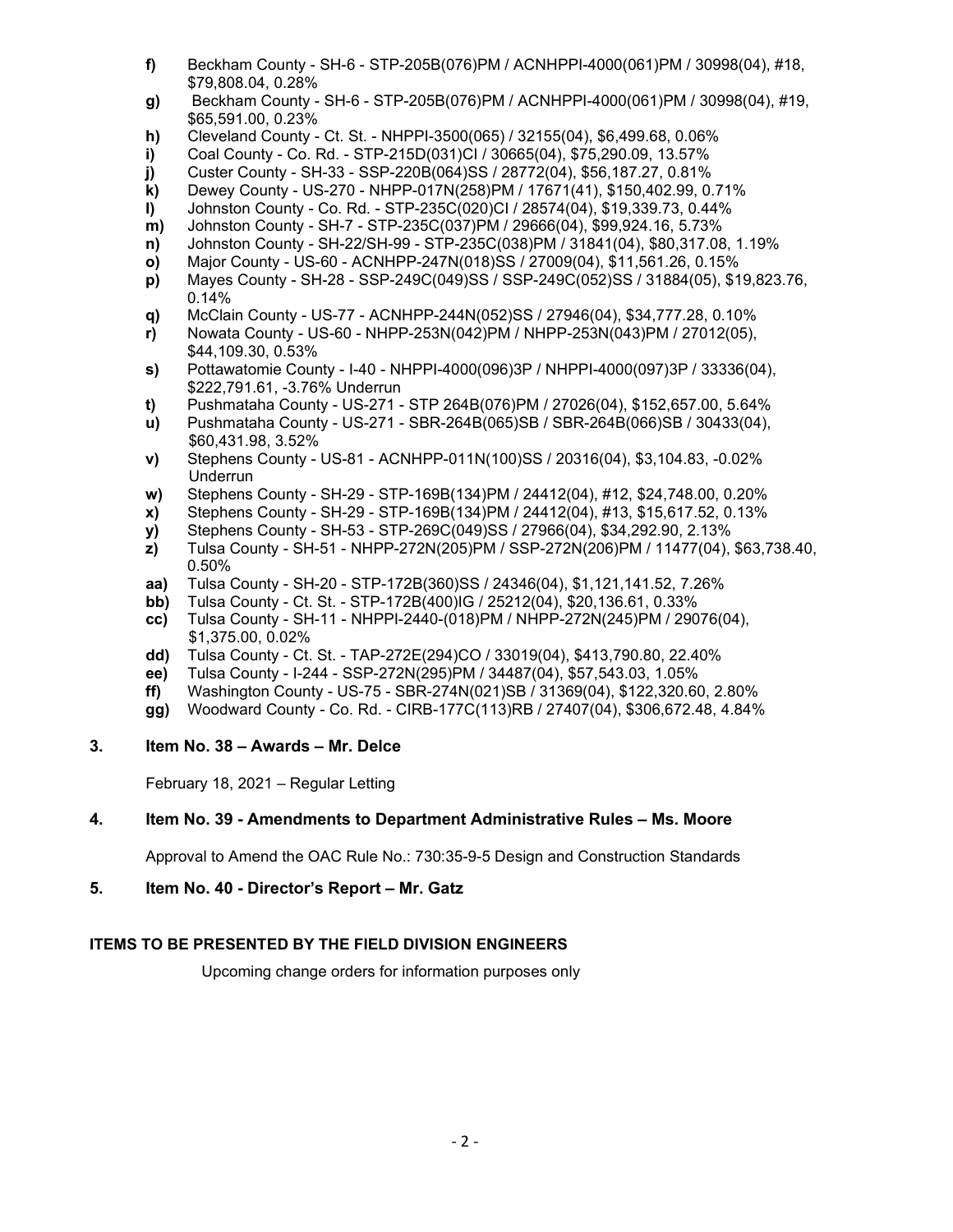- **f)** Beckham County - SH-6 - STP-205B(076)PM / ACNHPPI-4000(061)PM / 30998(04), #18, $79,808.04, 0.28%
- **g)** Beckham County - SH-6 - STP-205B(076)PM / ACNHPPI-4000(061)PM / 30998(04), #19, $65,591.00, 0.23%
- **h)** Cleveland County - Ct. St. - NHPPI-3500(065) / 32155(04), $6,499.68, 0.06%
- **i)** Coal County - Co. Rd. - STP-215D(031)CI / 30665(04), $75,290.09, 13.57%
- **j)** Custer County - SH-33 - SSP-220B(064)SS / 28772(04), $56,187.27, 0.81%
- **k)** Dewey County - US-270 - NHPP-017N(258)PM / 17671(41), $150,402.99, 0.71%
- **l)** Johnston County - Co. Rd. - STP-235C(020)CI / 28574(04), $19,339.73, 0.44%
- **m)** Johnston County - SH-7 - STP-235C(037)PM / 29666(04), $99,924.16, 5.73%
- **n)** Johnston County - SH-22/SH-99 - STP-235C(038)PM / 31841(04), $80,317.08, 1.19%
- **o)** Major County - US-60 - ACNHPP-247N(018)SS / 27009(04), $11,561.26, 0.15%
- **p)** Mayes County - SH-28 - SSP-249C(049)SS / SSP-249C(052)SS / 31884(05), $19,823.76, 0.14%
- **q)** McClain County - US-77 - ACNHPP-244N(052)SS / 27946(04), $34,777.28, 0.10%
- **r)** Nowata County - US-60 - NHPP-253N(042)PM / NHPP-253N(043)PM / 27012(05), $44,109.30, 0.53%
- **s)** Pottawatomie County - I-40 - NHPPI-4000(096)3P / NHPPI-4000(097)3P / 33336(04), $222,791.61, -3.76% Underrun
- **t)** Pushmataha County - US-271 - STP 264B(076)PM / 27026(04), $152,657.00, 5.64%
- **u)** Pushmataha County - US-271 - SBR-264B(065)SB / SBR-264B(066)SB / 30433(04), $60,431.98, 3.52%
- **v)** Stephens County - US-81 - ACNHPP-011N(100)SS / 20316(04), $3,104.83, -0.02% Underrun
- **w)** Stephens County - SH-29 - STP-169B(134)PM / 24412(04), #12, $24,748.00, 0.20%
- **x)** Stephens County - SH-29 - STP-169B(134)PM / 24412(04), #13, $15,617.52, 0.13%
- **y)** Stephens County - SH-53 - STP-269C(049)SS / 27966(04), $34,292.90, 2.13%
- **z)** Tulsa County - SH-51 - NHPP-272N(205)PM / SSP-272N(206)PM / 11477(04), $63,738.40, 0.50%
- **aa)** Tulsa County - SH-20 - STP-172B(360)SS / 24346(04), $1,121,141.52, 7.26%
- **bb)** Tulsa County - Ct. St. - STP-172B(400)IG / 25212(04), $20,136.61, 0.33%
- **cc)** Tulsa County - SH-11 - NHPPI-2440-(018)PM / NHPP-272N(245)PM / 29076(04), $1,375.00, 0.02%
- **dd)** Tulsa County - Ct. St. - TAP-272E(294)CO / 33019(04), $413,790.80, 22.40%
- **ee)** Tulsa County - I-244 - SSP-272N(295)PM / 34487(04), $57,543.03, 1.05%
- **ff)** Washington County - US-75 - SBR-274N(021)SB / 31369(04), $122,320.60, 2.80%
- **gg)** Woodward County - Co. Rd. - CIRB-177C(113)RB / 27407(04), $306,672.48, 4.84%

### 3. Item No. 38 – Awards – Mr. Delce

February 18, 2021 – Regular Letting

### 4. Item No. 39 - Amendments to Department Administrative Rules – Ms. Moore

Approval to Amend the OAC Rule No.: 730:35-9-5 Design and Construction Standards

### 5. Item No. 40 - Director's Report – Mr. Gatz

## ITEMS TO BE PRESENTED BY THE FIELD DIVISION ENGINEERS

Upcoming change orders for information purposes only